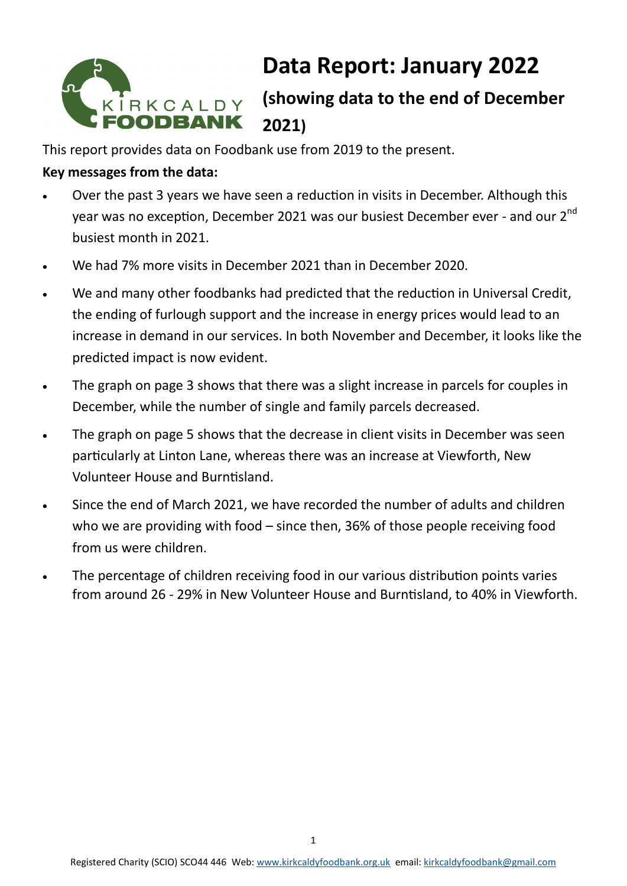# Data Report: January 2022

## (showing data to the end of December 2021)

This report provides data on Foodbank use from 2019 to the present.

**Key messages from the data:**

- Over the past 3 years we have seen a reduction in visits in December. Although this year was no exception, December 2021 was our busiest December ever - and our 2nd busiest month in 2021.
- We had 7% more visits in December 2021 than in December 2020.
- We and many other foodbanks had predicted that the reduction in Universal Credit, the ending of furlough support and the increase in energy prices would lead to an increase in demand in our services. In both November and December, it looks like the predicted impact is now evident.
- The graph on page 3 shows that there was a slight increase in parcels for couples in December, while the number of single and family parcels decreased.
- The graph on page 5 shows that the decrease in client visits in December was seen particularly at Linton Lane, whereas there was an increase at Viewforth, New Volunteer House and Burntisland.
- Since the end of March 2021, we have recorded the number of adults and children who we are providing with food – since then, 36% of those people receiving food from us were children.
- The percentage of children receiving food in our various distribution points varies from around 26 - 29% in New Volunteer House and Burntisland, to 40% in Viewforth.

Registered Charity (SCIO) SCO44 446 Web: www.kirkcaldyfoodbank.org.uk email: kirkcaldyfoodbank@gmail.com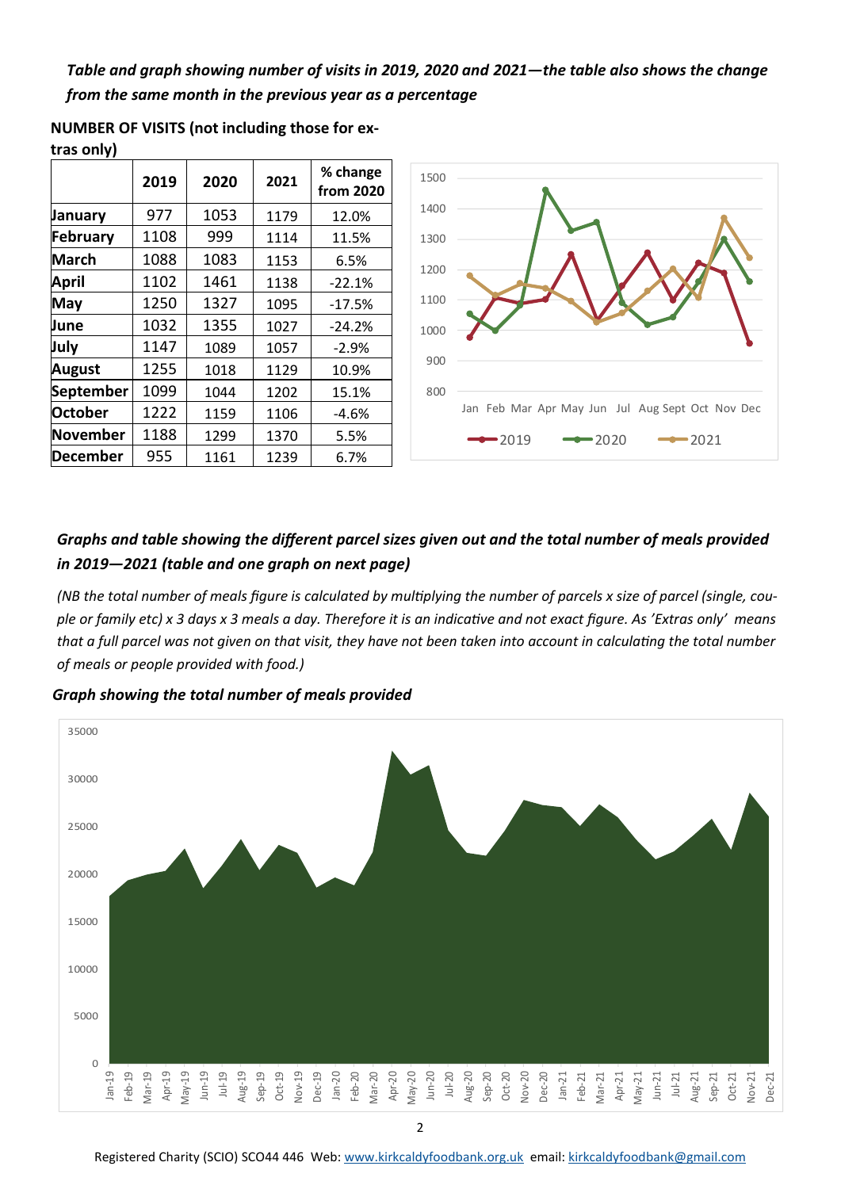*Table and graph showing number of visits in 2019, 2020 and 2021—the table also shows the change from the same month in the previous year as a percentage*

**NUMBER OF VISITS (not including those for extras only)**

| | 2019 | 2020 | 2021 | % change from 2020 |
|---|---|---|---|---|
| **January** | 977 | 1053 | 1179 | 12.0% |
| **February** | 1108 | 999 | 1114 | 11.5% |
| **March** | 1088 | 1083 | 1153 | 6.5% |
| **April** | 1102 | 1461 | 1138 | -22.1% |
| **May** | 1250 | 1327 | 1095 | -17.5% |
| **June** | 1032 | 1355 | 1027 | -24.2% |
| **July** | 1147 | 1089 | 1057 | -2.9% |
| **August** | 1255 | 1018 | 1129 | 10.9% |
| **September** | 1099 | 1044 | 1202 | 15.1% |
| **October** | 1222 | 1159 | 1106 | -4.6% |
| **November** | 1188 | 1299 | 1370 | 5.5% |
| **December** | 955 | 1161 | 1239 | 6.7% |

*Graphs and table showing the different parcel sizes given out and the total number of meals provided in 2019—2021 (table and one graph on next page)*

*(NB the total number of meals figure is calculated by multiplying the number of parcels x size of parcel (single, couple or family etc) x 3 days x 3 meals a day. Therefore it is an indicative and not exact figure. As 'Extras only' means that a full parcel was not given on that visit, they have not been taken into account in calculating the total number of meals or people provided with food.)*

*Graph showing the total number of meals provided*

Registered Charity (SCIO) SCO44 446 Web: www.kirkcaldyfoodbank.org.uk email: kirkcaldyfoodbank@gmail.com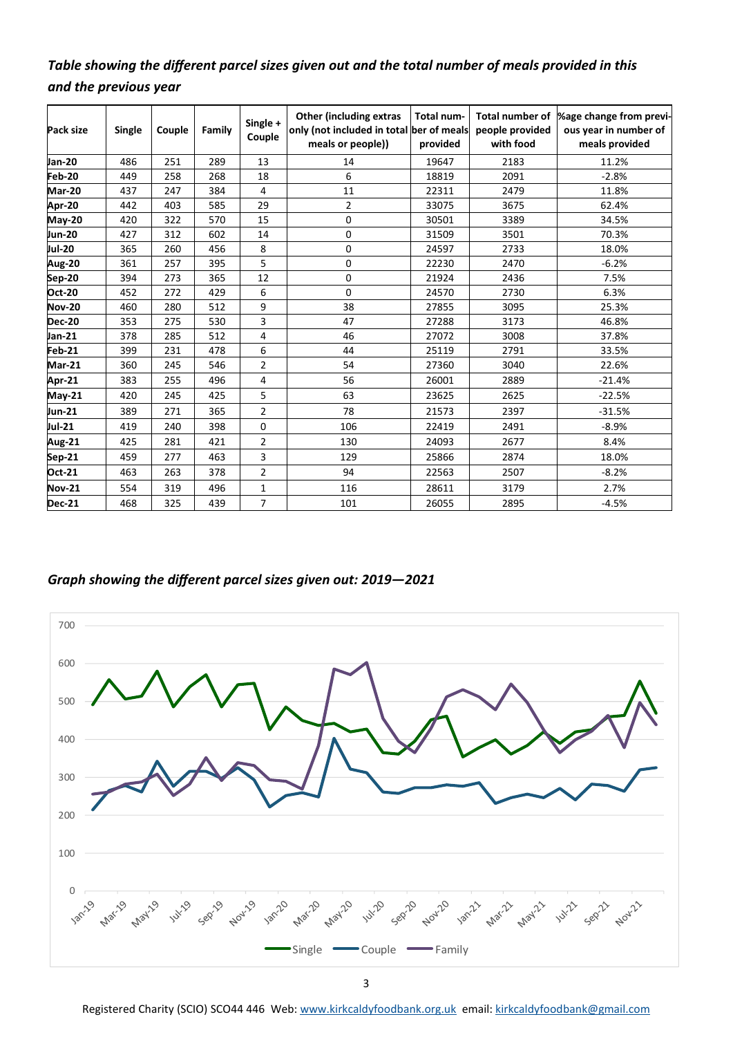*Table showing the different parcel sizes given out and the total number of meals provided in this and the previous year*

| Pack size | Single | Couple | Family | Single + Couple | Other (including extras only (not included in total meals or people)) | Total number of meals provided | Total number of people provided with food | %age change from previous year in number of meals provided |
|---|---|---|---|---|---|---|---|---|
| **Jan-20** | 486 | 251 | 289 | 13 | 14 | 19647 | 2183 | 11.2% |
| **Feb-20** | 449 | 258 | 268 | 18 | 6 | 18819 | 2091 | -2.8% |
| **Mar-20** | 437 | 247 | 384 | 4 | 11 | 22311 | 2479 | 11.8% |
| **Apr-20** | 442 | 403 | 585 | 29 | 2 | 33075 | 3675 | 62.4% |
| **May-20** | 420 | 322 | 570 | 15 | 0 | 30501 | 3389 | 34.5% |
| **Jun-20** | 427 | 312 | 602 | 14 | 0 | 31509 | 3501 | 70.3% |
| **Jul-20** | 365 | 260 | 456 | 8 | 0 | 24597 | 2733 | 18.0% |
| **Aug-20** | 361 | 257 | 395 | 5 | 0 | 22230 | 2470 | -6.2% |
| **Sep-20** | 394 | 273 | 365 | 12 | 0 | 21924 | 2436 | 7.5% |
| **Oct-20** | 452 | 272 | 429 | 6 | 0 | 24570 | 2730 | 6.3% |
| **Nov-20** | 460 | 280 | 512 | 9 | 38 | 27855 | 3095 | 25.3% |
| **Dec-20** | 353 | 275 | 530 | 3 | 47 | 27288 | 3173 | 46.8% |
| **Jan-21** | 378 | 285 | 512 | 4 | 46 | 27072 | 3008 | 37.8% |
| **Feb-21** | 399 | 231 | 478 | 6 | 44 | 25119 | 2791 | 33.5% |
| **Mar-21** | 360 | 245 | 546 | 2 | 54 | 27360 | 3040 | 22.6% |
| **Apr-21** | 383 | 255 | 496 | 4 | 56 | 26001 | 2889 | -21.4% |
| **May-21** | 420 | 245 | 425 | 5 | 63 | 23625 | 2625 | -22.5% |
| **Jun-21** | 389 | 271 | 365 | 2 | 78 | 21573 | 2397 | -31.5% |
| **Jul-21** | 419 | 240 | 398 | 0 | 106 | 22419 | 2491 | -8.9% |
| **Aug-21** | 425 | 281 | 421 | 2 | 130 | 24093 | 2677 | 8.4% |
| **Sep-21** | 459 | 277 | 463 | 3 | 129 | 25866 | 2874 | 18.0% |
| **Oct-21** | 463 | 263 | 378 | 2 | 94 | 22563 | 2507 | -8.2% |
| **Nov-21** | 554 | 319 | 496 | 1 | 116 | 28611 | 3179 | 2.7% |
| **Dec-21** | 468 | 325 | 439 | 7 | 101 | 26055 | 2895 | -4.5% |

*Graph showing the different parcel sizes given out: 2019—2021*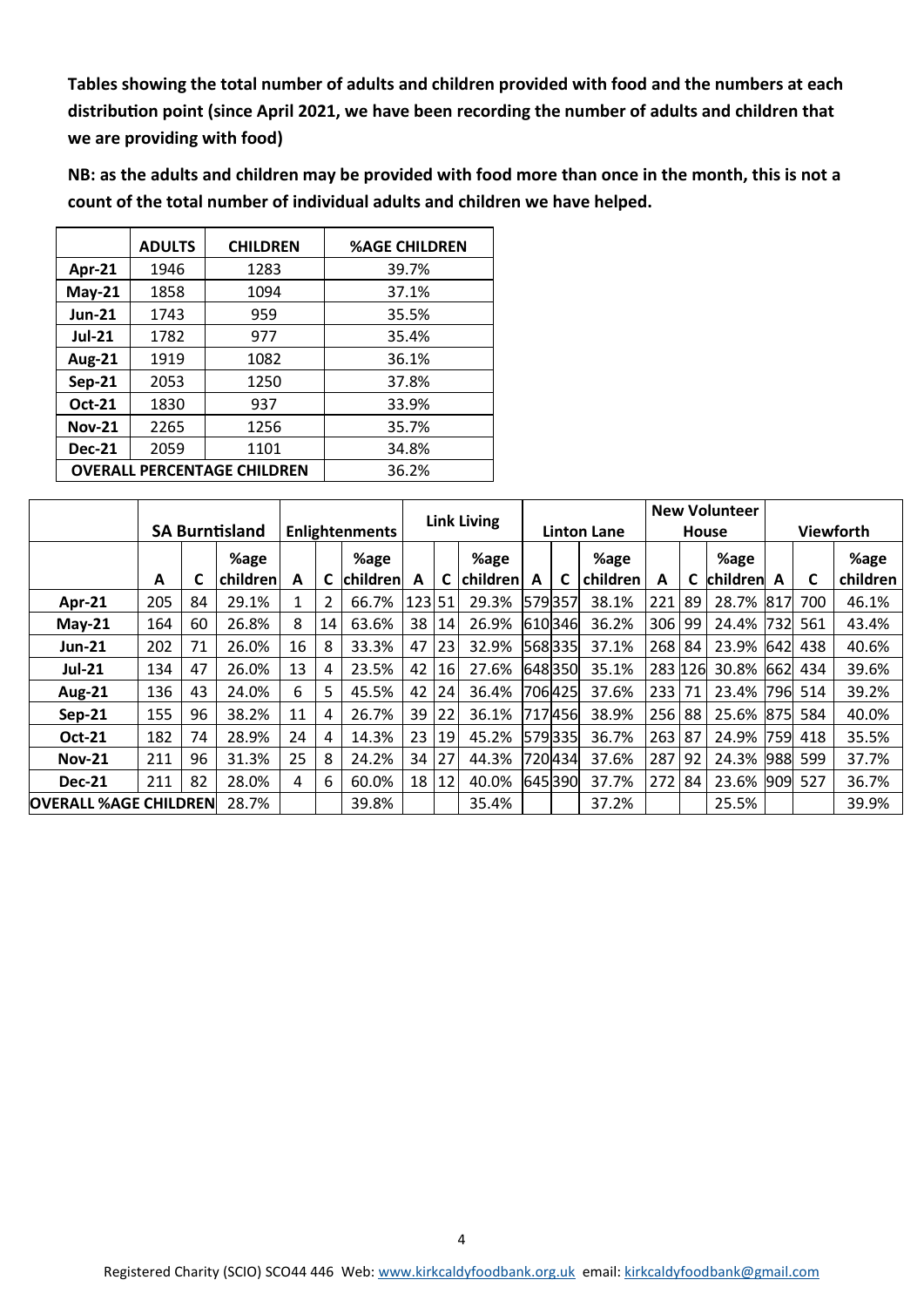**Tables showing the total number of adults and children provided with food and the numbers at each distribution point (since April 2021, we have been recording the number of adults and children that we are providing with food)**

**NB: as the adults and children may be provided with food more than once in the month, this is not a count of the total number of individual adults and children we have helped.**

| | ADULTS | CHILDREN | %AGE CHILDREN |
|---|---|---|---|
| **Apr-21** | 1946 | 1283 | 39.7% |
| **May-21** | 1858 | 1094 | 37.1% |
| **Jun-21** | 1743 | 959 | 35.5% |
| **Jul-21** | 1782 | 977 | 35.4% |
| **Aug-21** | 1919 | 1082 | 36.1% |
| **Sep-21** | 2053 | 1250 | 37.8% |
| **Oct-21** | 1830 | 937 | 33.9% |
| **Nov-21** | 2265 | 1256 | 35.7% |
| **Dec-21** | 2059 | 1101 | 34.8% |
| **OVERALL PERCENTAGE CHILDREN** | | | 36.2% |

| | SA Burntisland | | | Enlightenments | | | Link Living | | | Linton Lane | | | New Volunteer House | | | Viewforth | | |
|---|---|---|---|---|---|---|---|---|---|---|---|---|---|---|---|---|---|---|
| | A | C | %age children | A | C | %age children | A | C | %age children | A | C | %age children | A | C | %age children | A | C | %age children |
| **Apr-21** | 205 | 84 | 29.1% | 1 | 2 | 66.7% | 123 | 51 | 29.3% | 579 | 357 | 38.1% | 221 | 89 | 28.7% | 817 | 700 | 46.1% |
| **May-21** | 164 | 60 | 26.8% | 8 | 14 | 63.6% | 38 | 14 | 26.9% | 610 | 346 | 36.2% | 306 | 99 | 24.4% | 732 | 561 | 43.4% |
| **Jun-21** | 202 | 71 | 26.0% | 16 | 8 | 33.3% | 47 | 23 | 32.9% | 568 | 335 | 37.1% | 268 | 84 | 23.9% | 642 | 438 | 40.6% |
| **Jul-21** | 134 | 47 | 26.0% | 13 | 4 | 23.5% | 42 | 16 | 27.6% | 648 | 350 | 35.1% | 283 | 126 | 30.8% | 662 | 434 | 39.6% |
| **Aug-21** | 136 | 43 | 24.0% | 6 | 5 | 45.5% | 42 | 24 | 36.4% | 706 | 425 | 37.6% | 233 | 71 | 23.4% | 796 | 514 | 39.2% |
| **Sep-21** | 155 | 96 | 38.2% | 11 | 4 | 26.7% | 39 | 22 | 36.1% | 717 | 456 | 38.9% | 256 | 88 | 25.6% | 875 | 584 | 40.0% |
| **Oct-21** | 182 | 74 | 28.9% | 24 | 4 | 14.3% | 23 | 19 | 45.2% | 579 | 335 | 36.7% | 263 | 87 | 24.9% | 759 | 418 | 35.5% |
| **Nov-21** | 211 | 96 | 31.3% | 25 | 8 | 24.2% | 34 | 27 | 44.3% | 720 | 434 | 37.6% | 287 | 92 | 24.3% | 988 | 599 | 37.7% |
| **Dec-21** | 211 | 82 | 28.0% | 4 | 6 | 60.0% | 18 | 12 | 40.0% | 645 | 390 | 37.7% | 272 | 84 | 23.6% | 909 | 527 | 36.7% |
| **OVERALL %AGE CHILDREN** | | | 28.7% | | | 39.8% | | | 35.4% | | | 37.2% | | | 25.5% | | | 39.9% |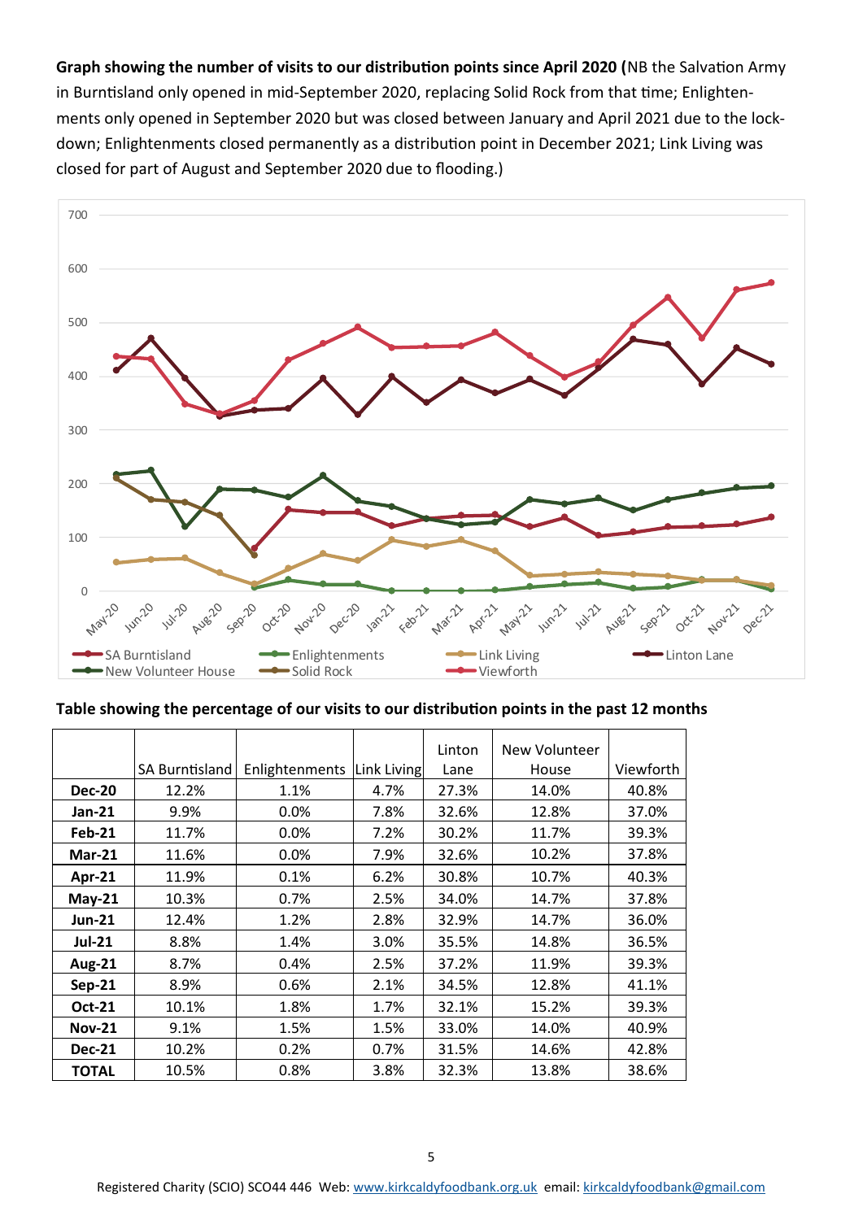**Graph showing the number of visits to our distribution points since April 2020 (**NB the Salvation Army in Burntisland only opened in mid-September 2020, replacing Solid Rock from that time; Enlightenments only opened in September 2020 but was closed between January and April 2021 due to the lockdown; Enlightenments closed permanently as a distribution point in December 2021; Link Living was closed for part of August and September 2020 due to flooding.)

700
600
500
400
300
200
100
0

May-20 Jun-20 Jul-20 Aug-20 Sep-20 Oct-20 Nov-20 Dec-20 Jan-21 Feb-21 Mar-21 Apr-21 May-21 Jun-21 Jul-21 Aug-21 Sep-21 Oct-21 Nov-21 Dec-21

SA Burntisland, Enlightenments, Link Living, Linton Lane, New Volunteer House, Solid Rock, Viewforth

**Table showing the percentage of our visits to our distribution points in the past 12 months**

| | SA Burntisland | Enlightenments | Link Living | Linton Lane | New Volunteer House | Viewforth |
|---|---|---|---|---|---|---|
| **Dec-20** | 12.2% | 1.1% | 4.7% | 27.3% | 14.0% | 40.8% |
| **Jan-21** | 9.9% | 0.0% | 7.8% | 32.6% | 12.8% | 37.0% |
| **Feb-21** | 11.7% | 0.0% | 7.2% | 30.2% | 11.7% | 39.3% |
| **Mar-21** | 11.6% | 0.0% | 7.9% | 32.6% | 10.2% | 37.8% |
| **Apr-21** | 11.9% | 0.1% | 6.2% | 30.8% | 10.7% | 40.3% |
| **May-21** | 10.3% | 0.7% | 2.5% | 34.0% | 14.7% | 37.8% |
| **Jun-21** | 12.4% | 1.2% | 2.8% | 32.9% | 14.7% | 36.0% |
| **Jul-21** | 8.8% | 1.4% | 3.0% | 35.5% | 14.8% | 36.5% |
| **Aug-21** | 8.7% | 0.4% | 2.5% | 37.2% | 11.9% | 39.3% |
| **Sep-21** | 8.9% | 0.6% | 2.1% | 34.5% | 12.8% | 41.1% |
| **Oct-21** | 10.1% | 1.8% | 1.7% | 32.1% | 15.2% | 39.3% |
| **Nov-21** | 9.1% | 1.5% | 1.5% | 33.0% | 14.0% | 40.9% |
| **Dec-21** | 10.2% | 0.2% | 0.7% | 31.5% | 14.6% | 42.8% |
| **TOTAL** | 10.5% | 0.8% | 3.8% | 32.3% | 13.8% | 38.6% |

Registered Charity (SCIO) SCO44 446 Web: www.kirkcaldyfoodbank.org.uk email: kirkcaldyfoodbank@gmail.com